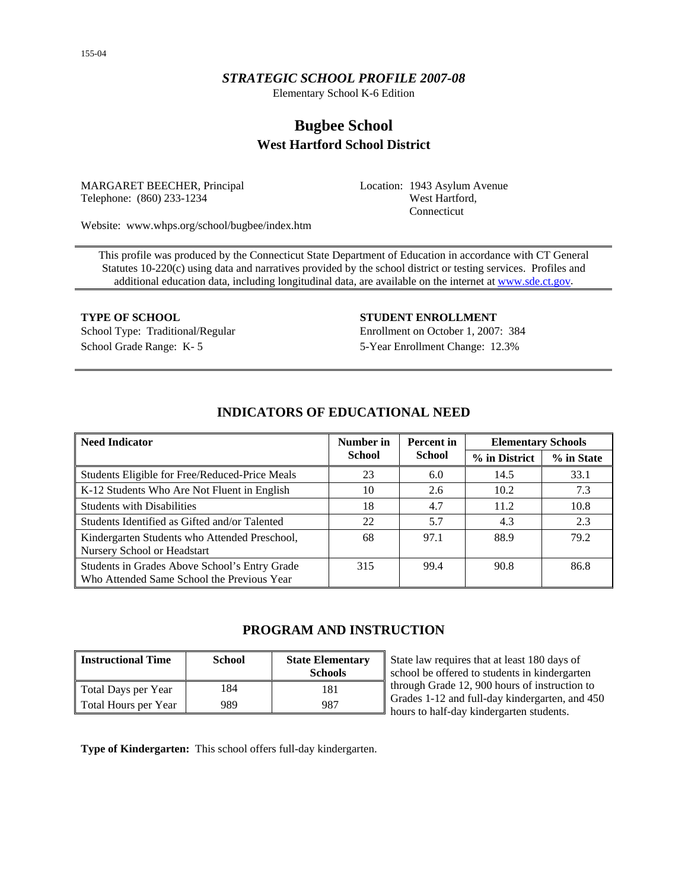155-04

*STRATEGIC SCHOOL PROFILE 2007-08*

Elementary School K-6 Edition

# Bugbee School

## West Hartford School District

MARGARET BEECHER, Principal
Telephone: (860) 233-1234

Location: 1943 Asylum Avenue
West Hartford,
Connecticut

Website: www.whps.org/school/bugbee/index.htm

This profile was produced by the Connecticut State Department of Education in accordance with CT General Statutes 10-220(c) using data and narratives provided by the school district or testing services. Profiles and additional education data, including longitudinal data, are available on the internet at www.sde.ct.gov.

**TYPE OF SCHOOL**

School Type: Traditional/Regular
School Grade Range: K- 5

**STUDENT ENROLLMENT**

Enrollment on October 1, 2007: 384
5-Year Enrollment Change: 12.3%

## INDICATORS OF EDUCATIONAL NEED

| Need Indicator | Number in School | Percent in School | Elementary Schools | |
|---|---|---|---|---|
| | | | % in District | % in State |
| Students Eligible for Free/Reduced-Price Meals | 23 | 6.0 | 14.5 | 33.1 |
| K-12 Students Who Are Not Fluent in English | 10 | 2.6 | 10.2 | 7.3 |
| Students with Disabilities | 18 | 4.7 | 11.2 | 10.8 |
| Students Identified as Gifted and/or Talented | 22 | 5.7 | 4.3 | 2.3 |
| Kindergarten Students who Attended Preschool, Nursery School or Headstart | 68 | 97.1 | 88.9 | 79.2 |
| Students in Grades Above School's Entry Grade Who Attended Same School the Previous Year | 315 | 99.4 | 90.8 | 86.8 |

## PROGRAM AND INSTRUCTION

| Instructional Time | School | State Elementary Schools |
|---|---|---|
| Total Days per Year | 184 | 181 |
| Total Hours per Year | 989 | 987 |

State law requires that at least 180 days of school be offered to students in kindergarten through Grade 12, 900 hours of instruction to Grades 1-12 and full-day kindergarten, and 450 hours to half-day kindergarten students.

**Type of Kindergarten:** This school offers full-day kindergarten.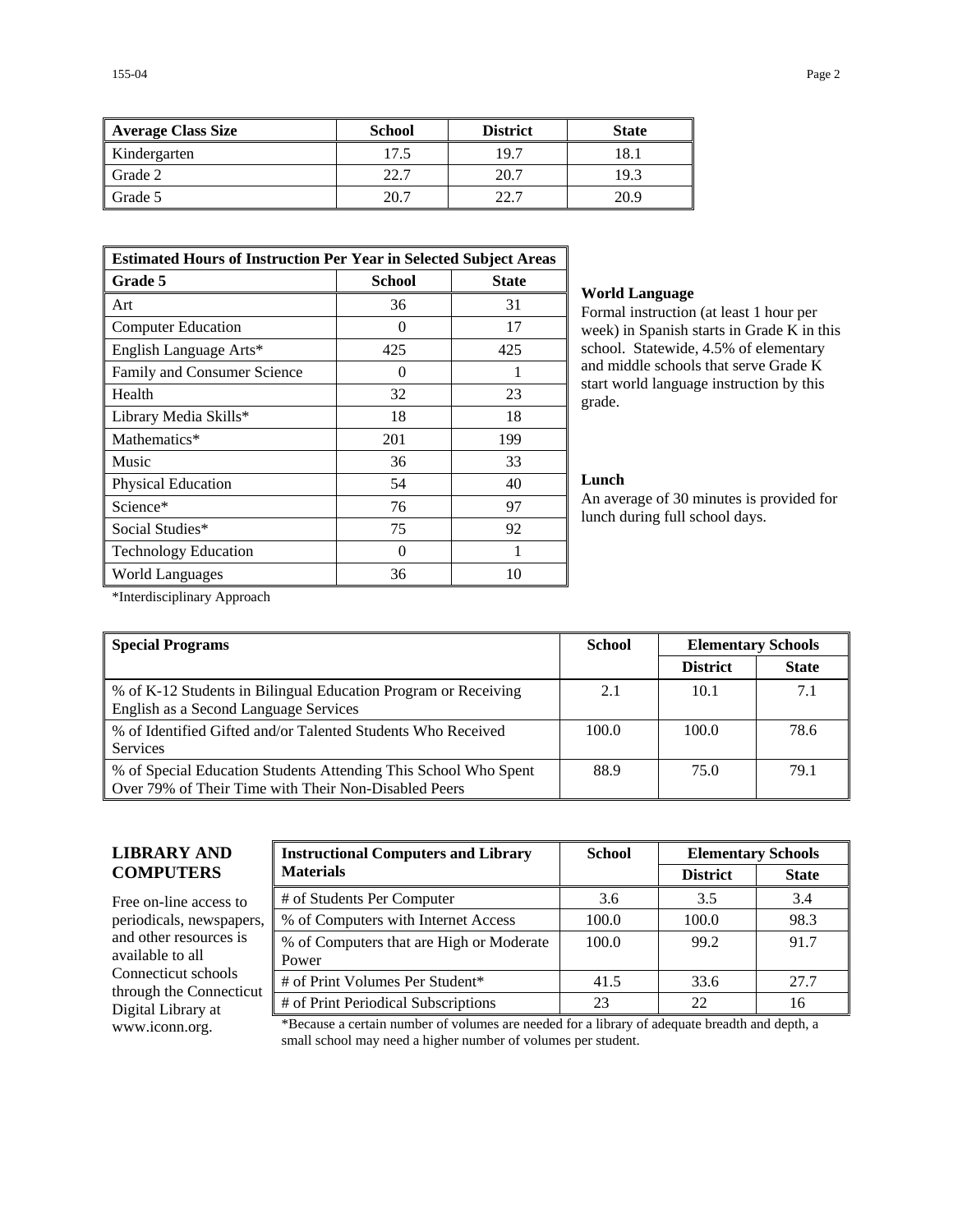| Average Class Size | School | District | State |
|---|---|---|---|
| Kindergarten | 17.5 | 19.7 | 18.1 |
| Grade 2 | 22.7 | 20.7 | 19.3 |
| Grade 5 | 20.7 | 22.7 | 20.9 |

| Estimated Hours of Instruction Per Year in Selected Subject Areas | | |
|---|---|---|
| **Grade 5** | **School** | **State** |
| Art | 36 | 31 |
| Computer Education | 0 | 17 |
| English Language Arts* | 425 | 425 |
| Family and Consumer Science | 0 | 1 |
| Health | 32 | 23 |
| Library Media Skills* | 18 | 18 |
| Mathematics* | 201 | 199 |
| Music | 36 | 33 |
| Physical Education | 54 | 40 |
| Science* | 76 | 97 |
| Social Studies* | 75 | 92 |
| Technology Education | 0 | 1 |
| World Languages | 36 | 10 |

*Interdisciplinary Approach

**World Language**

Formal instruction (at least 1 hour per week) in Spanish starts in Grade K in this school. Statewide, 4.5% of elementary and middle schools that serve Grade K start world language instruction by this grade.

**Lunch**

An average of 30 minutes is provided for lunch during full school days.

| Special Programs | School | Elementary Schools | |
|---|---|---|---|
| | | **District** | **State** |
| % of K-12 Students in Bilingual Education Program or Receiving English as a Second Language Services | 2.1 | 10.1 | 7.1 |
| % of Identified Gifted and/or Talented Students Who Received Services | 100.0 | 100.0 | 78.6 |
| % of Special Education Students Attending This School Who Spent Over 79% of Their Time with Their Non-Disabled Peers | 88.9 | 75.0 | 79.1 |

## LIBRARY AND COMPUTERS

Free on-line access to periodicals, newspapers, and other resources is available to all Connecticut schools through the Connecticut Digital Library at www.iconn.org.

| Instructional Computers and Library Materials | School | Elementary Schools | |
|---|---|---|---|
| | | **District** | **State** |
| # of Students Per Computer | 3.6 | 3.5 | 3.4 |
| % of Computers with Internet Access | 100.0 | 100.0 | 98.3 |
| % of Computers that are High or Moderate Power | 100.0 | 99.2 | 91.7 |
| # of Print Volumes Per Student* | 41.5 | 33.6 | 27.7 |
| # of Print Periodical Subscriptions | 23 | 22 | 16 |

*Because a certain number of volumes are needed for a library of adequate breadth and depth, a small school may need a higher number of volumes per student.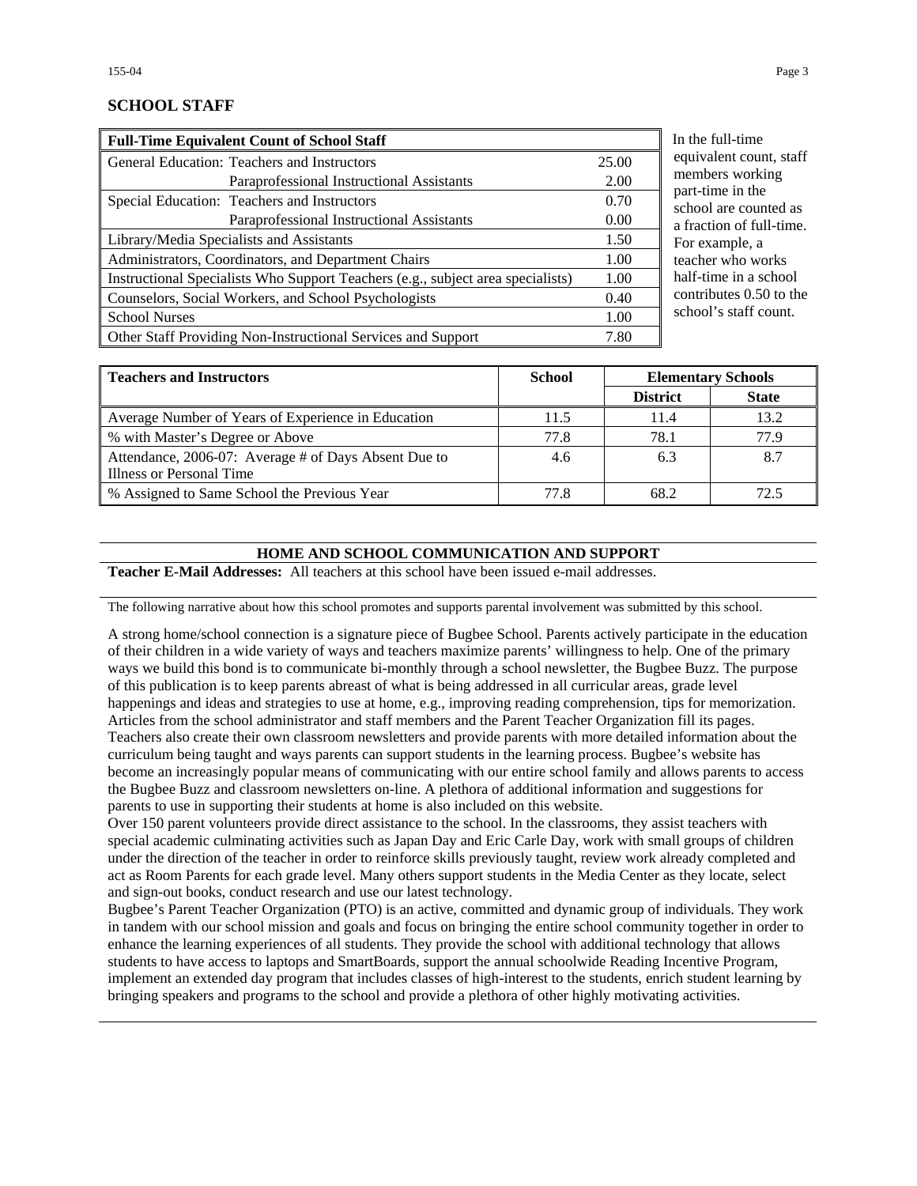## SCHOOL STAFF

| Full-Time Equivalent Count of School Staff | | |
|---|---|---|
| General Education: | Teachers and Instructors | 25.00 |
| | Paraprofessional Instructional Assistants | 2.00 |
| Special Education: | Teachers and Instructors | 0.70 |
| | Paraprofessional Instructional Assistants | 0.00 |
| Library/Media Specialists and Assistants | | 1.50 |
| Administrators, Coordinators, and Department Chairs | | 1.00 |
| Instructional Specialists Who Support Teachers (e.g., subject area specialists) | | 1.00 |
| Counselors, Social Workers, and School Psychologists | | 0.40 |
| School Nurses | | 1.00 |
| Other Staff Providing Non-Instructional Services and Support | | 7.80 |

In the full-time equivalent count, staff members working part-time in the school are counted as a fraction of full-time. For example, a teacher who works half-time in a school contributes 0.50 to the school's staff count.

| Teachers and Instructors | School | Elementary Schools | |
|---|---|---|---|
| | | District | State |
| Average Number of Years of Experience in Education | 11.5 | 11.4 | 13.2 |
| % with Master's Degree or Above | 77.8 | 78.1 | 77.9 |
| Attendance, 2006-07: Average # of Days Absent Due to Illness or Personal Time | 4.6 | 6.3 | 8.7 |
| % Assigned to Same School the Previous Year | 77.8 | 68.2 | 72.5 |

## HOME AND SCHOOL COMMUNICATION AND SUPPORT

**Teacher E-Mail Addresses:** All teachers at this school have been issued e-mail addresses.

The following narrative about how this school promotes and supports parental involvement was submitted by this school.

A strong home/school connection is a signature piece of Bugbee School. Parents actively participate in the education of their children in a wide variety of ways and teachers maximize parents' willingness to help. One of the primary ways we build this bond is to communicate bi-monthly through a school newsletter, the Bugbee Buzz. The purpose of this publication is to keep parents abreast of what is being addressed in all curricular areas, grade level happenings and ideas and strategies to use at home, e.g., improving reading comprehension, tips for memorization. Articles from the school administrator and staff members and the Parent Teacher Organization fill its pages. Teachers also create their own classroom newsletters and provide parents with more detailed information about the curriculum being taught and ways parents can support students in the learning process. Bugbee's website has become an increasingly popular means of communicating with our entire school family and allows parents to access the Bugbee Buzz and classroom newsletters on-line. A plethora of additional information and suggestions for parents to use in supporting their students at home is also included on this website.

Over 150 parent volunteers provide direct assistance to the school. In the classrooms, they assist teachers with special academic culminating activities such as Japan Day and Eric Carle Day, work with small groups of children under the direction of the teacher in order to reinforce skills previously taught, review work already completed and act as Room Parents for each grade level. Many others support students in the Media Center as they locate, select and sign-out books, conduct research and use our latest technology.

Bugbee's Parent Teacher Organization (PTO) is an active, committed and dynamic group of individuals. They work in tandem with our school mission and goals and focus on bringing the entire school community together in order to enhance the learning experiences of all students. They provide the school with additional technology that allows students to have access to laptops and SmartBoards, support the annual schoolwide Reading Incentive Program, implement an extended day program that includes classes of high-interest to the students, enrich student learning by bringing speakers and programs to the school and provide a plethora of other highly motivating activities.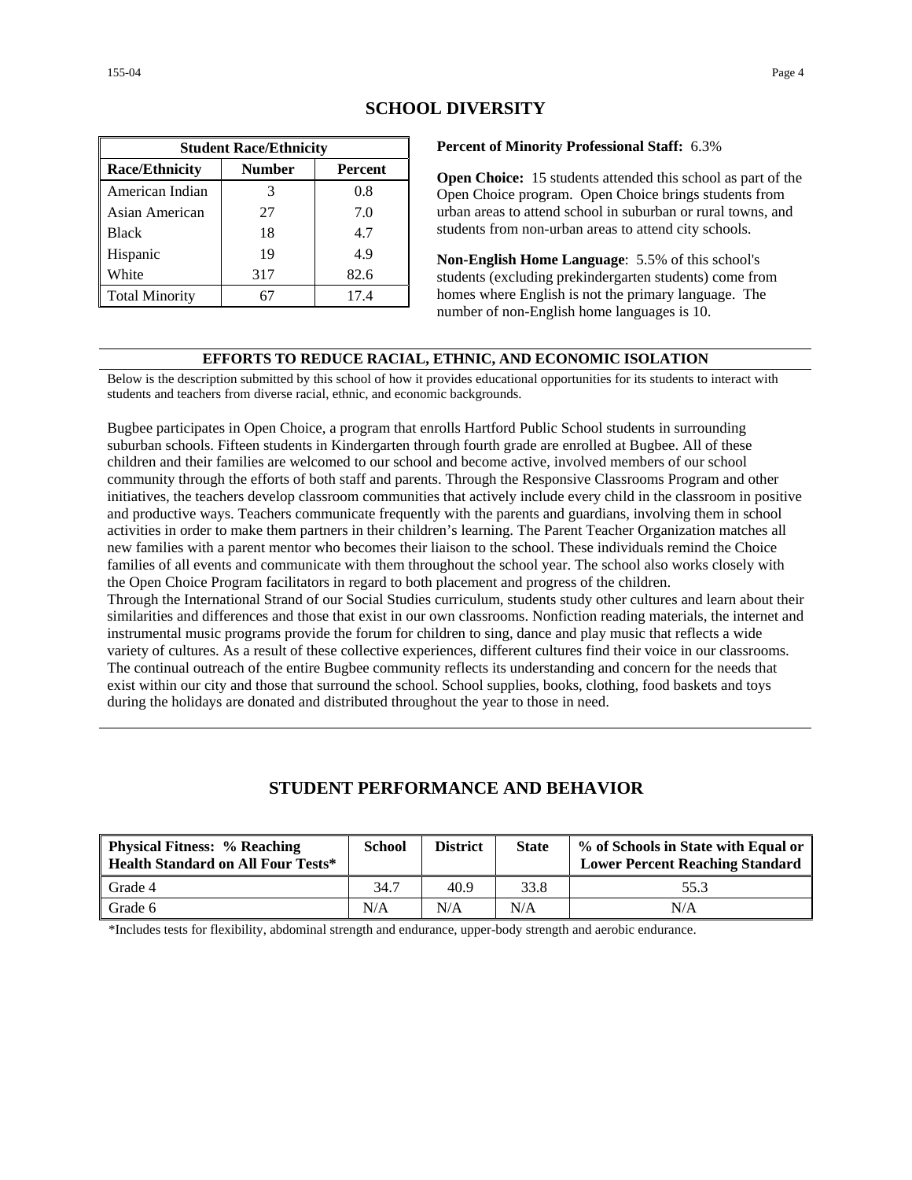## SCHOOL DIVERSITY

| Student Race/Ethnicity | | |
|---|---|---|
| **Race/Ethnicity** | **Number** | **Percent** |
| American Indian | 3 | 0.8 |
| Asian American | 27 | 7.0 |
| Black | 18 | 4.7 |
| Hispanic | 19 | 4.9 |
| White | 317 | 82.6 |
| Total Minority | 67 | 17.4 |

**Percent of Minority Professional Staff:** 6.3%

**Open Choice:** 15 students attended this school as part of the Open Choice program. Open Choice brings students from urban areas to attend school in suburban or rural towns, and students from non-urban areas to attend city schools.

**Non-English Home Language**: 5.5% of this school's students (excluding prekindergarten students) come from homes where English is not the primary language. The number of non-English home languages is 10.

### EFFORTS TO REDUCE RACIAL, ETHNIC, AND ECONOMIC ISOLATION

Below is the description submitted by this school of how it provides educational opportunities for its students to interact with students and teachers from diverse racial, ethnic, and economic backgrounds.

Bugbee participates in Open Choice, a program that enrolls Hartford Public School students in surrounding suburban schools. Fifteen students in Kindergarten through fourth grade are enrolled at Bugbee. All of these children and their families are welcomed to our school and become active, involved members of our school community through the efforts of both staff and parents. Through the Responsive Classrooms Program and other initiatives, the teachers develop classroom communities that actively include every child in the classroom in positive and productive ways. Teachers communicate frequently with the parents and guardians, involving them in school activities in order to make them partners in their children's learning. The Parent Teacher Organization matches all new families with a parent mentor who becomes their liaison to the school. These individuals remind the Choice families of all events and communicate with them throughout the school year. The school also works closely with the Open Choice Program facilitators in regard to both placement and progress of the children.
Through the International Strand of our Social Studies curriculum, students study other cultures and learn about their similarities and differences and those that exist in our own classrooms. Nonfiction reading materials, the internet and instrumental music programs provide the forum for children to sing, dance and play music that reflects a wide variety of cultures. As a result of these collective experiences, different cultures find their voice in our classrooms. The continual outreach of the entire Bugbee community reflects its understanding and concern for the needs that exist within our city and those that surround the school. School supplies, books, clothing, food baskets and toys during the holidays are donated and distributed throughout the year to those in need.

## STUDENT PERFORMANCE AND BEHAVIOR

| Physical Fitness: % Reaching Health Standard on All Four Tests* | School | District | State | % of Schools in State with Equal or Lower Percent Reaching Standard |
|---|---|---|---|---|
| Grade 4 | 34.7 | 40.9 | 33.8 | 55.3 |
| Grade 6 | N/A | N/A | N/A | N/A |

*Includes tests for flexibility, abdominal strength and endurance, upper-body strength and aerobic endurance.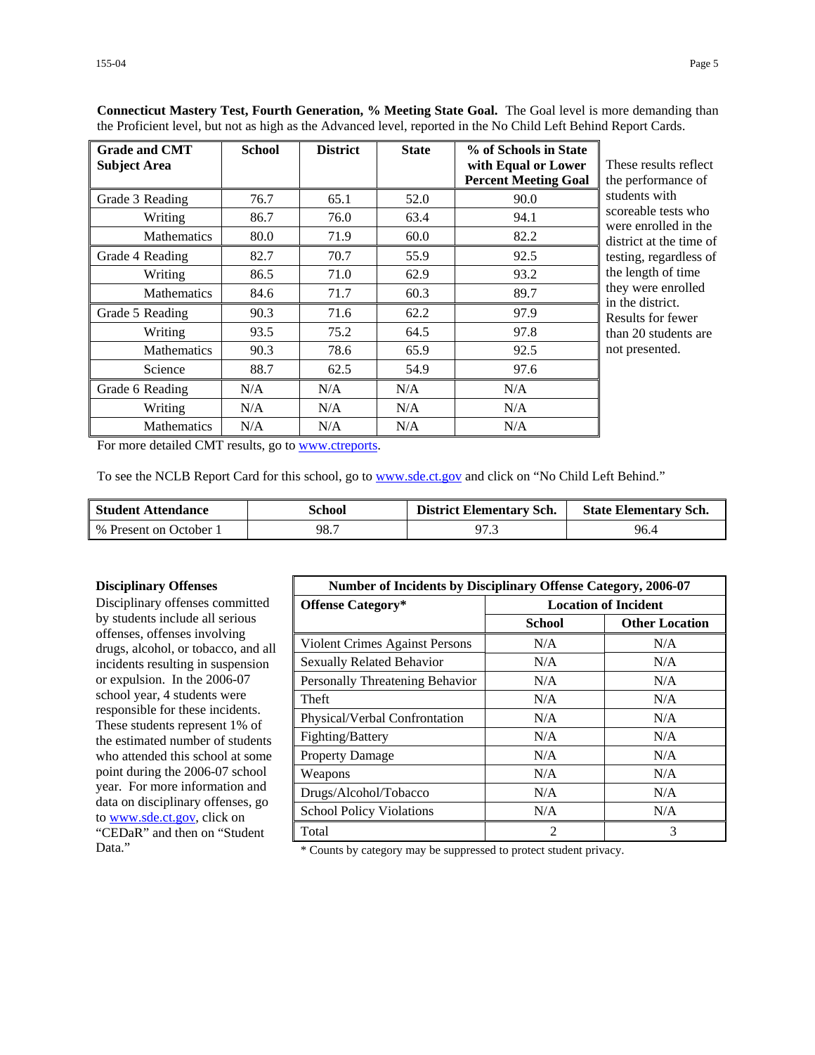**Connecticut Mastery Test, Fourth Generation, % Meeting State Goal.** The Goal level is more demanding than the Proficient level, but not as high as the Advanced level, reported in the No Child Left Behind Report Cards.

| Grade and CMT Subject Area | School | District | State | % of Schools in State with Equal or Lower Percent Meeting Goal |
|---|---|---|---|---|
| Grade 3 Reading | 76.7 | 65.1 | 52.0 | 90.0 |
| Writing | 86.7 | 76.0 | 63.4 | 94.1 |
| Mathematics | 80.0 | 71.9 | 60.0 | 82.2 |
| Grade 4 Reading | 82.7 | 70.7 | 55.9 | 92.5 |
| Writing | 86.5 | 71.0 | 62.9 | 93.2 |
| Mathematics | 84.6 | 71.7 | 60.3 | 89.7 |
| Grade 5 Reading | 90.3 | 71.6 | 62.2 | 97.9 |
| Writing | 93.5 | 75.2 | 64.5 | 97.8 |
| Mathematics | 90.3 | 78.6 | 65.9 | 92.5 |
| Science | 88.7 | 62.5 | 54.9 | 97.6 |
| Grade 6 Reading | N/A | N/A | N/A | N/A |
| Writing | N/A | N/A | N/A | N/A |
| Mathematics | N/A | N/A | N/A | N/A |

These results reflect the performance of students with scoreable tests who were enrolled in the district at the time of testing, regardless of the length of time they were enrolled in the district. Results for fewer than 20 students are not presented.

For more detailed CMT results, go to www.ctreports.

To see the NCLB Report Card for this school, go to www.sde.ct.gov and click on "No Child Left Behind."

| Student Attendance | School | District Elementary Sch. | State Elementary Sch. |
|---|---|---|---|
| % Present on October 1 | 98.7 | 97.3 | 96.4 |

**Disciplinary Offenses**

Disciplinary offenses committed by students include all serious offenses, offenses involving drugs, alcohol, or tobacco, and all incidents resulting in suspension or expulsion. In the 2006-07 school year, 4 students were responsible for these incidents. These students represent 1% of the estimated number of students who attended this school at some point during the 2006-07 school year. For more information and data on disciplinary offenses, go to www.sde.ct.gov, click on "CEDaR" and then on "Student Data."

| Number of Incidents by Disciplinary Offense Category, 2006-07 | | |
|---|---|---|
| Offense Category* | Location of Incident | |
| | School | Other Location |
| Violent Crimes Against Persons | N/A | N/A |
| Sexually Related Behavior | N/A | N/A |
| Personally Threatening Behavior | N/A | N/A |
| Theft | N/A | N/A |
| Physical/Verbal Confrontation | N/A | N/A |
| Fighting/Battery | N/A | N/A |
| Property Damage | N/A | N/A |
| Weapons | N/A | N/A |
| Drugs/Alcohol/Tobacco | N/A | N/A |
| School Policy Violations | N/A | N/A |
| Total | 2 | 3 |

* Counts by category may be suppressed to protect student privacy.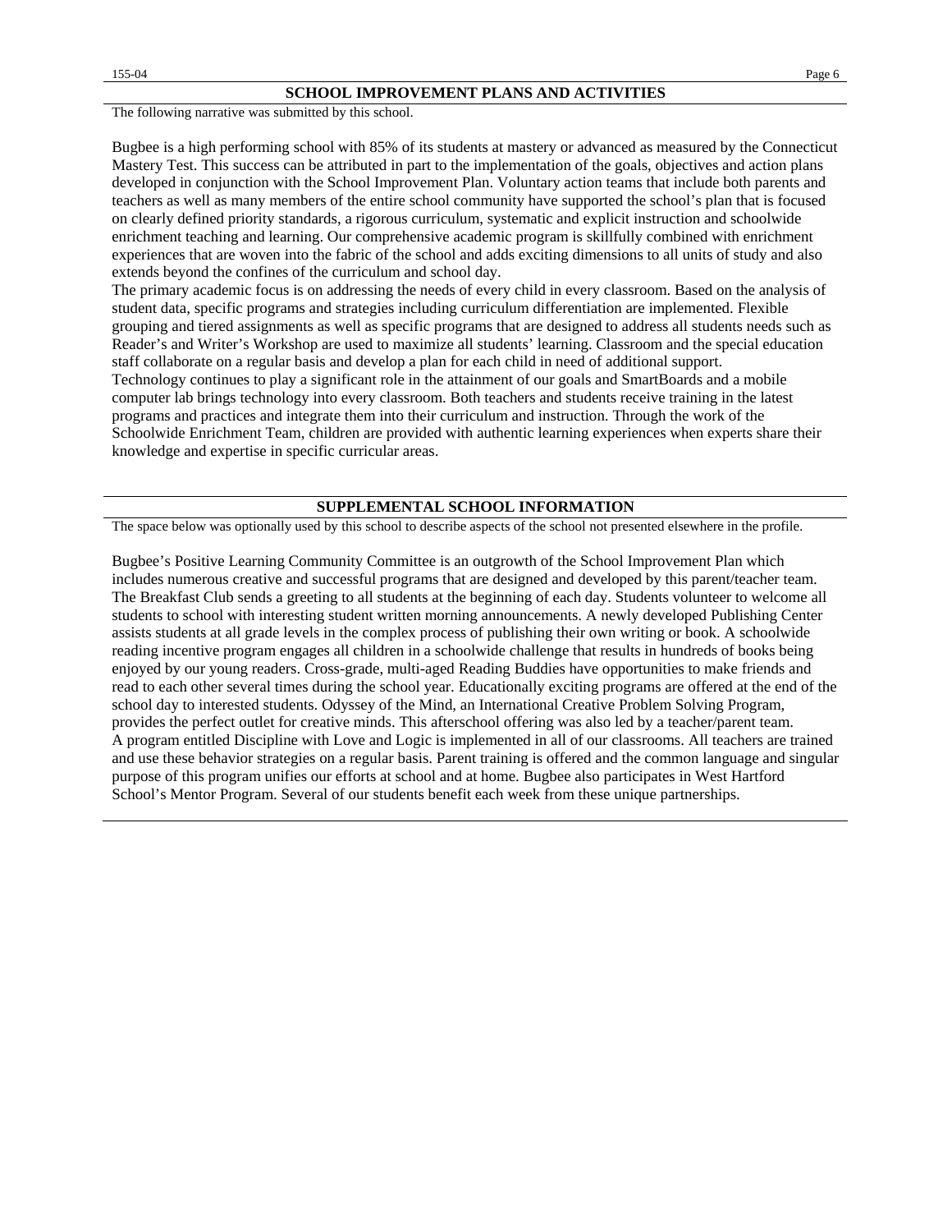## SCHOOL IMPROVEMENT PLANS AND ACTIVITIES

The following narrative was submitted by this school.

Bugbee is a high performing school with 85% of its students at mastery or advanced as measured by the Connecticut Mastery Test. This success can be attributed in part to the implementation of the goals, objectives and action plans developed in conjunction with the School Improvement Plan. Voluntary action teams that include both parents and teachers as well as many members of the entire school community have supported the school's plan that is focused on clearly defined priority standards, a rigorous curriculum, systematic and explicit instruction and schoolwide enrichment teaching and learning. Our comprehensive academic program is skillfully combined with enrichment experiences that are woven into the fabric of the school and adds exciting dimensions to all units of study and also extends beyond the confines of the curriculum and school day.

The primary academic focus is on addressing the needs of every child in every classroom. Based on the analysis of student data, specific programs and strategies including curriculum differentiation are implemented. Flexible grouping and tiered assignments as well as specific programs that are designed to address all students needs such as Reader's and Writer's Workshop are used to maximize all students' learning. Classroom and the special education staff collaborate on a regular basis and develop a plan for each child in need of additional support.

Technology continues to play a significant role in the attainment of our goals and SmartBoards and a mobile computer lab brings technology into every classroom. Both teachers and students receive training in the latest programs and practices and integrate them into their curriculum and instruction. Through the work of the Schoolwide Enrichment Team, children are provided with authentic learning experiences when experts share their knowledge and expertise in specific curricular areas.

## SUPPLEMENTAL SCHOOL INFORMATION

The space below was optionally used by this school to describe aspects of the school not presented elsewhere in the profile.

Bugbee's Positive Learning Community Committee is an outgrowth of the School Improvement Plan which includes numerous creative and successful programs that are designed and developed by this parent/teacher team. The Breakfast Club sends a greeting to all students at the beginning of each day. Students volunteer to welcome all students to school with interesting student written morning announcements. A newly developed Publishing Center assists students at all grade levels in the complex process of publishing their own writing or book. A schoolwide reading incentive program engages all children in a schoolwide challenge that results in hundreds of books being enjoyed by our young readers. Cross-grade, multi-aged Reading Buddies have opportunities to make friends and read to each other several times during the school year. Educationally exciting programs are offered at the end of the school day to interested students. Odyssey of the Mind, an International Creative Problem Solving Program, provides the perfect outlet for creative minds. This afterschool offering was also led by a teacher/parent team.

A program entitled Discipline with Love and Logic is implemented in all of our classrooms. All teachers are trained and use these behavior strategies on a regular basis. Parent training is offered and the common language and singular purpose of this program unifies our efforts at school and at home. Bugbee also participates in West Hartford School's Mentor Program. Several of our students benefit each week from these unique partnerships.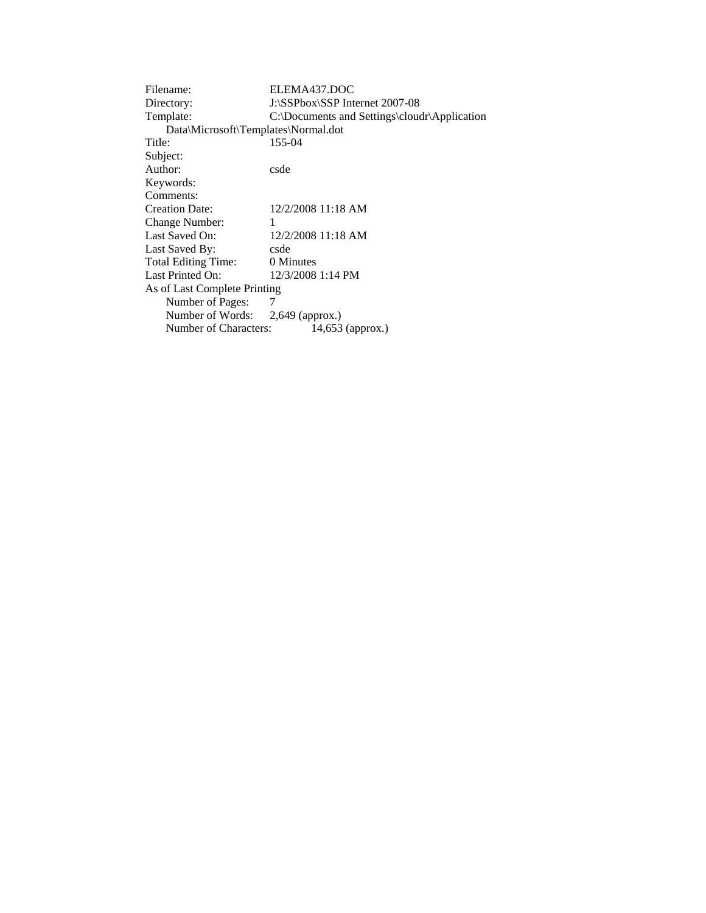Filename: ELEMA437.DOC
Directory: J:\SSPbox\SSP Internet 2007-08
Template: C:\Documents and Settings\cloudr\Application Data\Microsoft\Templates\Normal.dot
Title: 155-04
Subject:
Author: csde
Keywords:
Comments:
Creation Date: 12/2/2008 11:18 AM
Change Number: 1
Last Saved On: 12/2/2008 11:18 AM
Last Saved By: csde
Total Editing Time: 0 Minutes
Last Printed On: 12/3/2008 1:14 PM
As of Last Complete Printing
Number of Pages: 7
Number of Words: 2,649 (approx.)
Number of Characters: 14,653 (approx.)